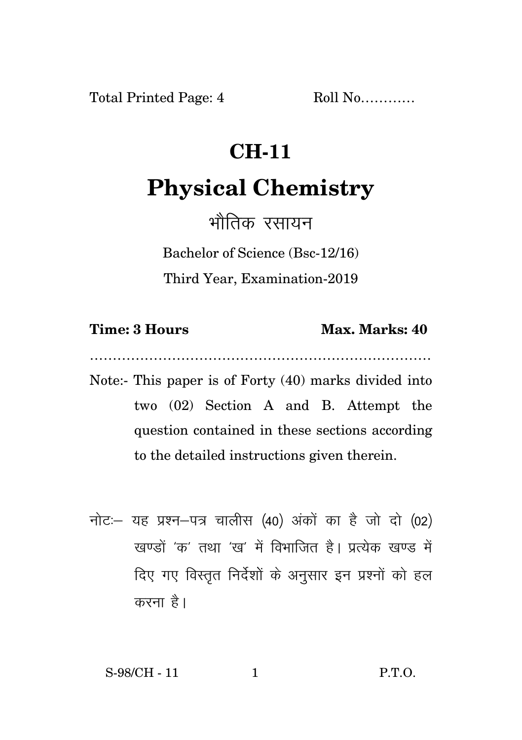Total Printed Page: 4 Roll No…………

# CH-11

# Physical Chemistry

भौतिक रसायन

Bachelor of Science (Bsc-12/16)

Third Year, Examination-2019

**Time: 3 Hours** **Max. Marks: 40**

…………………………………………………………………

Note:- This paper is of Forty (40) marks divided into two (02) Section A and B. Attempt the question contained in these sections according to the detailed instructions given therein.

नोटः– यह प्रश्न–पत्र चालीस (40) अंकों का है जो दो (02) खण्डों 'क' तथा 'ख' में विभाजित है। प्रत्येक खण्ड में दिए गए विस्तृत निर्देशों के अनुसार इन प्रश्नों को हल करना है।

S-98/CH - 11 P.T.O.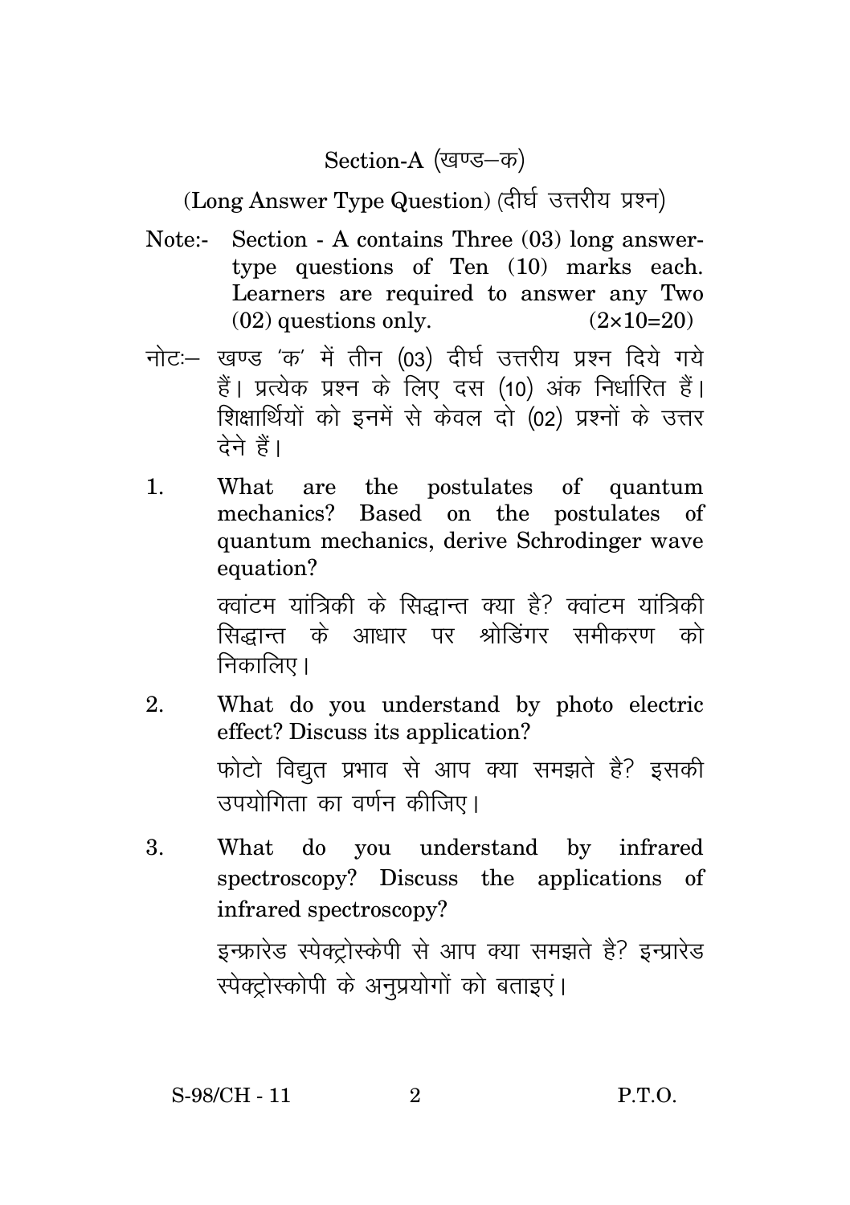## Section-A (खण्ड–क)

(Long Answer Type Question) (दीर्घ उत्तरीय प्रश्न)

Note:- Section - A contains Three (03) long answer-type questions of Ten (10) marks each. Learners are required to answer any Two (02) questions only. (2×10=20)

नोटः– खण्ड 'क' में तीन (03) दीर्घ उत्तरीय प्रश्न दिये गये हैं। प्रत्येक प्रश्न के लिए दस (10) अंक निर्धारित हैं। शिक्षार्थियों को इनमें से केवल दो (02) प्रश्नों के उत्तर देने हैं।

1. What are the postulates of quantum mechanics? Based on the postulates of quantum mechanics, derive Schrodinger wave equation?

   क्वांटम यांत्रिकी के सिद्धान्त क्या है? क्वांटम यांत्रिकी सिद्धान्त के आधार पर श्रोडिंगर समीकरण को निकालिए।

2. What do you understand by photo electric effect? Discuss its application?

   फोटो विद्युत प्रभाव से आप क्या समझते है? इसकी उपयोगिता का वर्णन कीजिए।

3. What do you understand by infrared spectroscopy? Discuss the applications of infrared spectroscopy?

   इन्फ्रारेड स्पेक्ट्रोस्केपी से आप क्या समझते है? इन्फ्रारेड स्पेक्ट्रोस्कोपी के अनुप्रयोगों को बताइएं।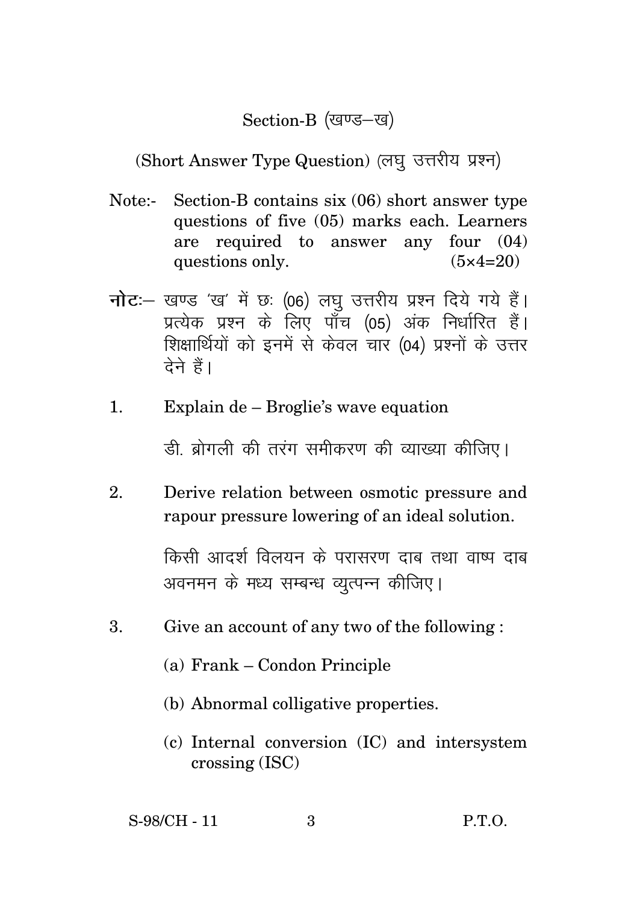## Section-B (खण्ड–ख)

(Short Answer Type Question) (लघु उत्तरीय प्रश्न)

Note:- Section-B contains six (06) short answer type questions of five (05) marks each. Learners are required to answer any four (04) questions only. $(5\times4=20)$

**नोट:**– खण्ड 'ख' में छः (06) लघु उत्तरीय प्रश्न दिये गये हैं। प्रत्येक प्रश्न के लिए पाँच (05) अंक निर्धारित हैं। शिक्षार्थियों को इनमें से केवल चार (04) प्रश्नों के उत्तर देने हैं।

1. Explain de – Broglie's wave equation

   डी. ब्रोगली की तरंग समीकरण की व्याख्या कीजिए।

2. Derive relation between osmotic pressure and rapour pressure lowering of an ideal solution.

   किसी आदर्श विलयन के परासरण दाब तथा वाष्प दाब अवनमन के मध्य सम्बन्ध व्युत्पन्न कीजिए।

3. Give an account of any two of the following :

   (a) Frank – Condon Principle

   (b) Abnormal colligative properties.

   (c) Internal conversion (IC) and intersystem crossing (ISC)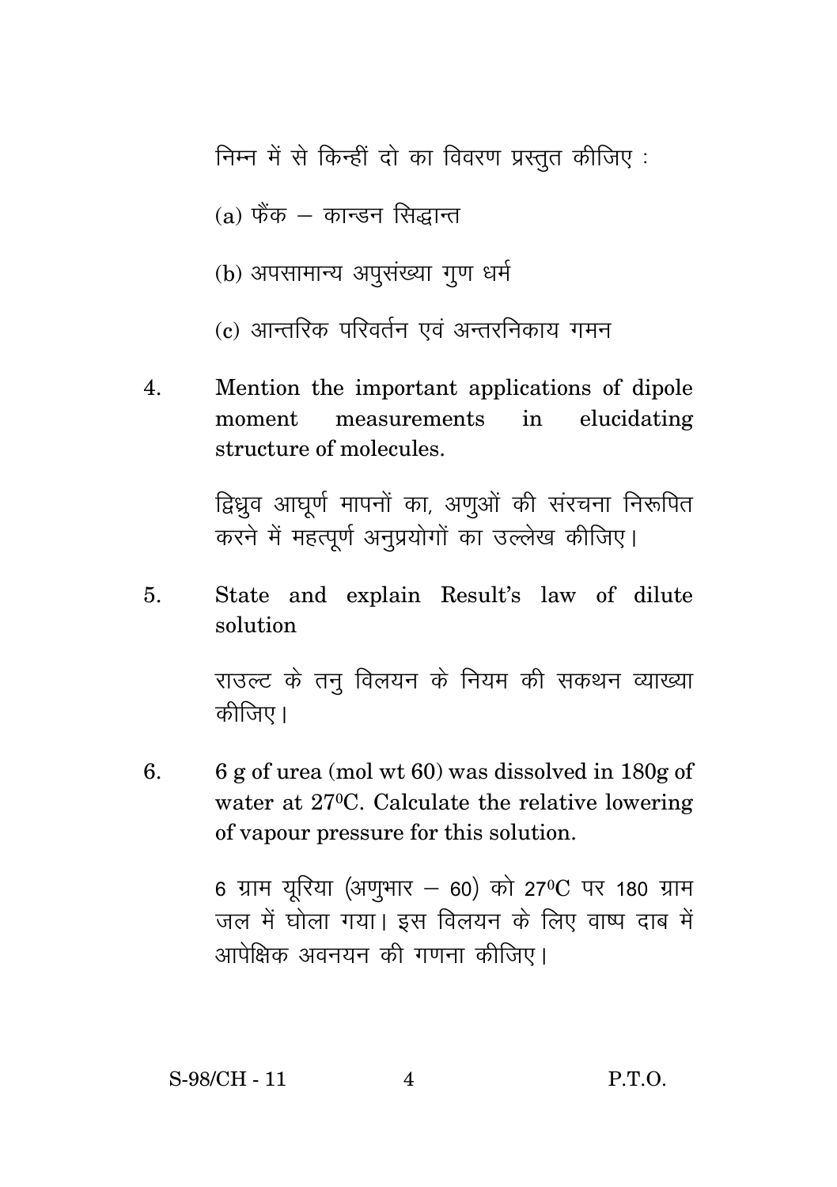निम्न में से किन्हीं दो का विवरण प्रस्तुत कीजिए :

(a) फैंक – कान्डन सिद्धान्त

(b) अपसामान्य अपुसंख्या गुण धर्म

(c) आन्तरिक परिवर्तन एवं अन्तरनिकाय गमन

4. Mention the important applications of dipole moment measurements in elucidating structure of molecules.

   द्विध्रुव आघूर्ण मापनों का, अणुओं की संरचना निरूपित करने में महत्पूर्ण अनुप्रयोगों का उल्लेख कीजिए।

5. State and explain Result's law of dilute solution

   राउल्ट के तनु विलयन के नियम की सकथन व्याख्या कीजिए।

6. 6 g of urea (mol wt 60) was dissolved in 180g of water at $27^0C$. Calculate the relative lowering of vapour pressure for this solution.

   6 ग्राम यूरिया (अणुभार – 60) को $27^0C$ पर 180 ग्राम जल में घोला गया। इस विलयन के लिए वाष्प दाब में आपेक्षिक अवनयन की गणना कीजिए।